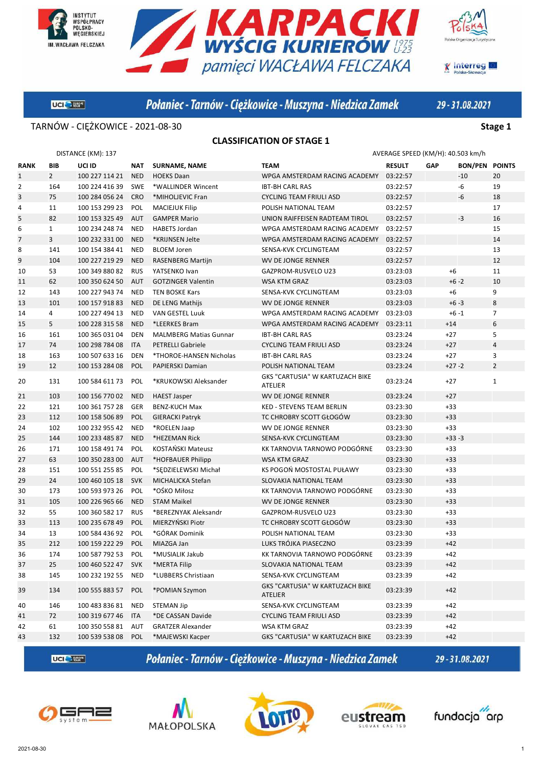# KARPACKI WYŚCIG KURIERÓW U23 pamięci WACŁAWA FELCZAKA

**Połaniec - Tarnów - Ciężkowice - Muszyna - Niedzica Zamek** 29 - 31.08.2021

TARNÓW - CIĘŻKOWICE - 2021-08-30 **Stage 1**

## CLASSIFICATION OF STAGE 1

DISTANCE (KM): 137 AVERAGE SPEED (KM/H): 40.503 km/h

| RANK | BIB | UCI ID | NAT | SURNAME, NAME | TEAM | RESULT | GAP | BON/PEN | POINTS |
|---|---|---|---|---|---|---|---|---|---|
| 1 | 2 | 100 227 114 21 | NED | HOEKS Daan | WPGA AMSTERDAM RACING ACADEMY | 03:22:57 | | -10 | 20 |
| 2 | 164 | 100 224 416 39 | SWE | *WALLINDER Wincent | IBT-BH CARL RAS | 03:22:57 | | -6 | 19 |
| 3 | 75 | 100 284 056 24 | CRO | *MIHOLJEVIC Fran | CYCLING TEAM FRIULI ASD | 03:22:57 | | -6 | 18 |
| 4 | 11 | 100 153 299 23 | POL | MACIEJUK Filip | POLISH NATIONAL TEAM | 03:22:57 | | | 17 |
| 5 | 82 | 100 153 325 49 | AUT | GAMPER Mario | UNION RAIFFEISEN RADTEAM TIROL | 03:22:57 | | -3 | 16 |
| 6 | 1 | 100 234 248 74 | NED | HABETS Jordan | WPGA AMSTERDAM RACING ACADEMY | 03:22:57 | | | 15 |
| 7 | 3 | 100 232 331 00 | NED | *KRIJNSEN Jelte | WPGA AMSTERDAM RACING ACADEMY | 03:22:57 | | | 14 |
| 8 | 141 | 100 154 384 41 | NED | BLOEM Joren | SENSA-KVK CYCLINGTEAM | 03:22:57 | | | 13 |
| 9 | 104 | 100 227 219 29 | NED | RASENBERG Martijn | WV DE JONGE RENNER | 03:22:57 | | | 12 |
| 10 | 53 | 100 349 880 82 | RUS | YATSENKO Ivan | GAZPROM-RUSVELO U23 | 03:23:03 | +6 | | 11 |
| 11 | 62 | 100 350 624 50 | AUT | GOTZINGER Valentin | WSA KTM GRAZ | 03:23:03 | +6 | -2 | 10 |
| 12 | 143 | 100 227 943 74 | NED | TEN BOSKE Kars | SENSA-KVK CYCLINGTEAM | 03:23:03 | +6 | | 9 |
| 13 | 101 | 100 157 918 83 | NED | DE LENG Mathijs | WV DE JONGE RENNER | 03:23:03 | +6 | -3 | 8 |
| 14 | 4 | 100 227 494 13 | NED | VAN GESTEL Luuk | WPGA AMSTERDAM RACING ACADEMY | 03:23:03 | +6 | -1 | 7 |
| 15 | 5 | 100 228 315 58 | NED | *LEERKES Bram | WPGA AMSTERDAM RACING ACADEMY | 03:23:11 | +14 | | 6 |
| 16 | 161 | 100 365 031 04 | DEN | MALMBERG Matias Gunnar | IBT-BH CARL RAS | 03:23:24 | +27 | | 5 |
| 17 | 74 | 100 298 784 08 | ITA | PETRELLI Gabriele | CYCLING TEAM FRIULI ASD | 03:23:24 | +27 | | 4 |
| 18 | 163 | 100 507 633 16 | DEN | *THOROE-HANSEN Nicholas | IBT-BH CARL RAS | 03:23:24 | +27 | | 3 |
| 19 | 12 | 100 153 284 08 | POL | PAPIERSKI Damian | POLISH NATIONAL TEAM | 03:23:24 | +27 | -2 | 2 |
| 20 | 131 | 100 584 611 73 | POL | *KRUKOWSKI Aleksander | GKS "CARTUSIA" W KARTUZACH BIKE ATELIER | 03:23:24 | +27 | | 1 |
| 21 | 103 | 100 156 770 02 | NED | HAEST Jasper | WV DE JONGE RENNER | 03:23:24 | +27 | | |
| 22 | 121 | 100 361 757 28 | GER | BENZ-KUCH Max | KED - STEVENS TEAM BERLIN | 03:23:30 | +33 | | |
| 23 | 112 | 100 158 506 89 | POL | GIERACKI Patryk | TC CHROBRY SCOTT GŁOGÓW | 03:23:30 | +33 | | |
| 24 | 102 | 100 232 955 42 | NED | *ROELEN Jaap | WV DE JONGE RENNER | 03:23:30 | +33 | | |
| 25 | 144 | 100 233 485 87 | NED | *HEZEMAN Rick | SENSA-KVK CYCLINGTEAM | 03:23:30 | +33 | -3 | |
| 26 | 171 | 100 158 491 74 | POL | KOSTAŃSKI Mateusz | KK TARNOVIA TARNOWO PODGÓRNE | 03:23:30 | +33 | | |
| 27 | 63 | 100 350 283 00 | AUT | *HOFBAUER Philipp | WSA KTM GRAZ | 03:23:30 | +33 | | |
| 28 | 151 | 100 551 255 85 | POL | *SĘDZIELEWSKI Michał | KS POGOŃ MOSTOSTAL PUŁAWY | 03:23:30 | +33 | | |
| 29 | 24 | 100 460 105 18 | SVK | MICHALICKA Stefan | SLOVAKIA NATIONAL TEAM | 03:23:30 | +33 | | |
| 30 | 173 | 100 593 973 26 | POL | *OŚKO Miłosz | KK TARNOVIA TARNOWO PODGÓRNE | 03:23:30 | +33 | | |
| 31 | 105 | 100 226 965 66 | NED | STAM Maikel | WV DE JONGE RENNER | 03:23:30 | +33 | | |
| 32 | 55 | 100 360 582 17 | RUS | *BEREZNYAK Aleksandr | GAZPROM-RUSVELO U23 | 03:23:30 | +33 | | |
| 33 | 113 | 100 235 678 49 | POL | MIERZYŃSKI Piotr | TC CHROBRY SCOTT GŁOGÓW | 03:23:30 | +33 | | |
| 34 | 13 | 100 584 436 92 | POL | *GÓRAK Dominik | POLISH NATIONAL TEAM | 03:23:30 | +33 | | |
| 35 | 212 | 100 159 222 29 | POL | MIAZGA Jan | LUKS TRÓJKA PIASECZNO | 03:23:39 | +42 | | |
| 36 | 174 | 100 587 792 53 | POL | *MUSIALIK Jakub | KK TARNOVIA TARNOWO PODGÓRNE | 03:23:39 | +42 | | |
| 37 | 25 | 100 460 522 47 | SVK | *MERTA Filip | SLOVAKIA NATIONAL TEAM | 03:23:39 | +42 | | |
| 38 | 145 | 100 232 192 55 | NED | *LUBBERS Christiaan | SENSA-KVK CYCLINGTEAM | 03:23:39 | +42 | | |
| 39 | 134 | 100 555 883 57 | POL | *POMIAN Szymon | GKS "CARTUSIA" W KARTUZACH BIKE ATELIER | 03:23:39 | +42 | | |
| 40 | 146 | 100 483 836 81 | NED | STEMAN Jip | SENSA-KVK CYCLINGTEAM | 03:23:39 | +42 | | |
| 41 | 72 | 100 319 677 46 | ITA | *DE CASSAN Davide | CYCLING TEAM FRIULI ASD | 03:23:39 | +42 | | |
| 42 | 61 | 100 350 558 81 | AUT | GRATZER Alexander | WSA KTM GRAZ | 03:23:39 | +42 | | |
| 43 | 132 | 100 539 538 08 | POL | *MAJEWSKI Kacper | GKS "CARTUSIA" W KARTUZACH BIKE | 03:23:39 | +42 | | |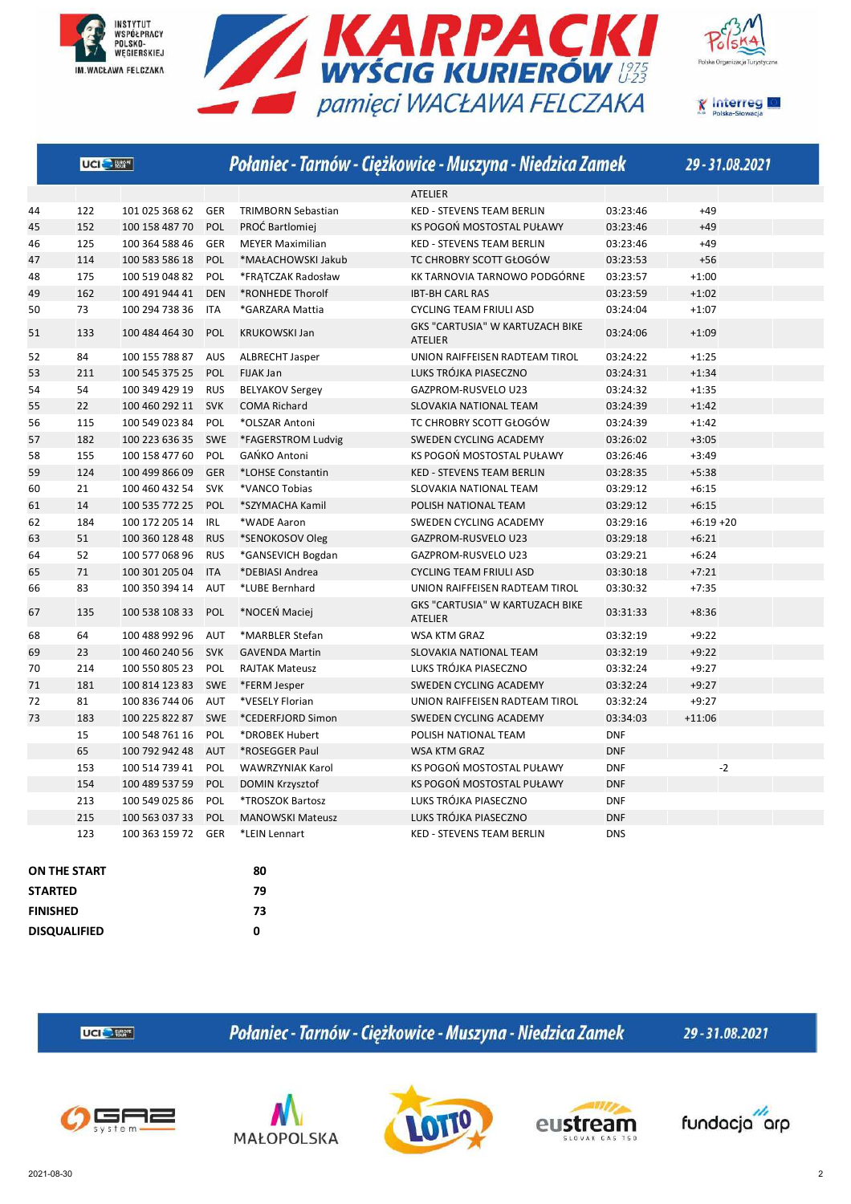## Połaniec - Tarnów - Ciężkowice - Muszyna - Niedzica Zamek

29 - 31.08.2021

| | | | | | | | | |
|---|---|---|---|---|---|---|---|---|
| | | | | | ATELIER | | | |
| 44 | 122 | 101 025 368 62 | GER | TRIMBORN Sebastian | KED - STEVENS TEAM BERLIN | 03:23:46 | +49 | |
| 45 | 152 | 100 158 487 70 | POL | PROĆ Bartlomiej | KS POGOŃ MOSTOSTAL PUŁAWY | 03:23:46 | +49 | |
| 46 | 125 | 100 364 588 46 | GER | MEYER Maximilian | KED - STEVENS TEAM BERLIN | 03:23:46 | +49 | |
| 47 | 114 | 100 583 586 18 | POL | *MAŁACHOWSKI Jakub | TC CHROBRY SCOTT GŁOGÓW | 03:23:53 | +56 | |
| 48 | 175 | 100 519 048 82 | POL | *FRĄTCZAK Radosław | KK TARNOVIA TARNOWO PODGÓRNE | 03:23:57 | +1:00 | |
| 49 | 162 | 100 491 944 41 | DEN | *RONHEDE Thorolf | IBT-BH CARL RAS | 03:23:59 | +1:02 | |
| 50 | 73 | 100 294 738 36 | ITA | *GARZARA Mattia | CYCLING TEAM FRIULI ASD | 03:24:04 | +1:07 | |
| 51 | 133 | 100 484 464 30 | POL | KRUKOWSKI Jan | GKS "CARTUSIA" W KARTUZACH BIKE ATELIER | 03:24:06 | +1:09 | |
| 52 | 84 | 100 155 788 87 | AUS | ALBRECHT Jasper | UNION RAIFFEISEN RADTEAM TIROL | 03:24:22 | +1:25 | |
| 53 | 211 | 100 545 375 25 | POL | FIJAK Jan | LUKS TRÓJKA PIASECZNO | 03:24:31 | +1:34 | |
| 54 | 54 | 100 349 429 19 | RUS | BELYAKOV Sergey | GAZPROM-RUSVELO U23 | 03:24:32 | +1:35 | |
| 55 | 22 | 100 460 292 11 | SVK | COMA Richard | SLOVAKIA NATIONAL TEAM | 03:24:39 | +1:42 | |
| 56 | 115 | 100 549 023 84 | POL | *OLSZAR Antoni | TC CHROBRY SCOTT GŁOGÓW | 03:24:39 | +1:42 | |
| 57 | 182 | 100 223 636 35 | SWE | *FAGERSTROM Ludvig | SWEDEN CYCLING ACADEMY | 03:26:02 | +3:05 | |
| 58 | 155 | 100 158 477 60 | POL | GAŃKO Antoni | KS POGOŃ MOSTOSTAL PUŁAWY | 03:26:46 | +3:49 | |
| 59 | 124 | 100 499 866 09 | GER | *LOHSE Constantin | KED - STEVENS TEAM BERLIN | 03:28:35 | +5:38 | |
| 60 | 21 | 100 460 432 54 | SVK | *VANCO Tobias | SLOVAKIA NATIONAL TEAM | 03:29:12 | +6:15 | |
| 61 | 14 | 100 535 772 25 | POL | *SZYMACHA Kamil | POLISH NATIONAL TEAM | 03:29:12 | +6:15 | |
| 62 | 184 | 100 172 205 14 | IRL | *WADE Aaron | SWEDEN CYCLING ACADEMY | 03:29:16 | +6:19 | +20 |
| 63 | 51 | 100 360 128 48 | RUS | *SENOKOSOV Oleg | GAZPROM-RUSVELO U23 | 03:29:18 | +6:21 | |
| 64 | 52 | 100 577 068 96 | RUS | *GANSEVICH Bogdan | GAZPROM-RUSVELO U23 | 03:29:21 | +6:24 | |
| 65 | 71 | 100 301 205 04 | ITA | *DEBIASI Andrea | CYCLING TEAM FRIULI ASD | 03:30:18 | +7:21 | |
| 66 | 83 | 100 350 394 14 | AUT | *LUBE Bernhard | UNION RAIFFEISEN RADTEAM TIROL | 03:30:32 | +7:35 | |
| 67 | 135 | 100 538 108 33 | POL | *NOCEŃ Maciej | GKS "CARTUSIA" W KARTUZACH BIKE ATELIER | 03:31:33 | +8:36 | |
| 68 | 64 | 100 488 992 96 | AUT | *MARBLER Stefan | WSA KTM GRAZ | 03:32:19 | +9:22 | |
| 69 | 23 | 100 460 240 56 | SVK | GAVENDA Martin | SLOVAKIA NATIONAL TEAM | 03:32:19 | +9:22 | |
| 70 | 214 | 100 550 805 23 | POL | RAJTAK Mateusz | LUKS TRÓJKA PIASECZNO | 03:32:24 | +9:27 | |
| 71 | 181 | 100 814 123 83 | SWE | *FERM Jesper | SWEDEN CYCLING ACADEMY | 03:32:24 | +9:27 | |
| 72 | 81 | 100 836 744 06 | AUT | *VESELY Florian | UNION RAIFFEISEN RADTEAM TIROL | 03:32:24 | +9:27 | |
| 73 | 183 | 100 225 822 87 | SWE | *CEDERFJORD Simon | SWEDEN CYCLING ACADEMY | 03:34:03 | +11:06 | |
| | 15 | 100 548 761 16 | POL | *DROBEK Hubert | POLISH NATIONAL TEAM | DNF | | |
| | 65 | 100 792 942 48 | AUT | *ROSEGGER Paul | WSA KTM GRAZ | DNF | | |
| | 153 | 100 514 739 41 | POL | WAWRZYNIAK Karol | KS POGOŃ MOSTOSTAL PUŁAWY | DNF | | -2 |
| | 154 | 100 489 537 59 | POL | DOMIN Krzysztof | KS POGOŃ MOSTOSTAL PUŁAWY | DNF | | |
| | 213 | 100 549 025 86 | POL | *TROSZOK Bartosz | LUKS TRÓJKA PIASECZNO | DNF | | |
| | 215 | 100 563 037 33 | POL | MANOWSKI Mateusz | LUKS TRÓJKA PIASECZNO | DNF | | |
| | 123 | 100 363 159 72 | GER | *LEIN Lennart | KED - STEVENS TEAM BERLIN | DNS | | |

| | |
|---|---|
| **ON THE START** | **80** |
| **STARTED** | **79** |
| **FINISHED** | **73** |
| **DISQUALIFIED** | **0** |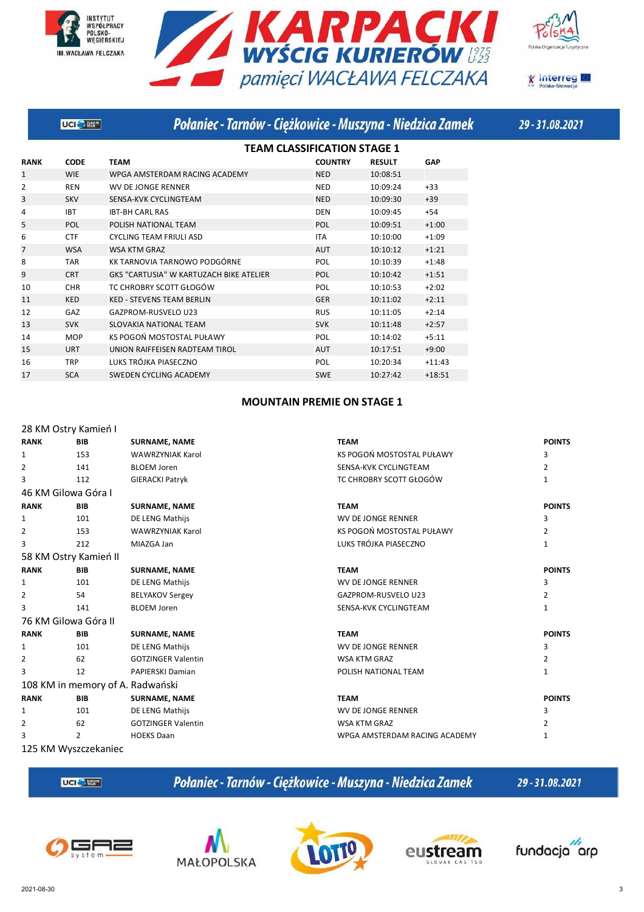# KARPACKI WYŚCIG KURIERÓW 1975 U-23 pamięci WACŁAWA FELCZAKA

## Połaniec - Tarnów - Ciężkowice - Muszyna - Niedzica Zamek 29 - 31.08.2021

### TEAM CLASSIFICATION STAGE 1

| RANK | CODE | TEAM | COUNTRY | RESULT | GAP |
|---|---|---|---|---|---|
| 1 | WIE | WPGA AMSTERDAM RACING ACADEMY | NED | 10:08:51 | |
| 2 | REN | WV DE JONGE RENNER | NED | 10:09:24 | +33 |
| 3 | SKV | SENSA-KVK CYCLINGTEAM | NED | 10:09:30 | +39 |
| 4 | IBT | IBT-BH CARL RAS | DEN | 10:09:45 | +54 |
| 5 | POL | POLISH NATIONAL TEAM | POL | 10:09:51 | +1:00 |
| 6 | CTF | CYCLING TEAM FRIULI ASD | ITA | 10:10:00 | +1:09 |
| 7 | WSA | WSA KTM GRAZ | AUT | 10:10:12 | +1:21 |
| 8 | TAR | KK TARNOVIA TARNOWO PODGÓRNE | POL | 10:10:39 | +1:48 |
| 9 | CRT | GKS "CARTUSIA" W KARTUZACH BIKE ATELIER | POL | 10:10:42 | +1:51 |
| 10 | CHR | TC CHROBRY SCOTT GŁOGÓW | POL | 10:10:53 | +2:02 |
| 11 | KED | KED - STEVENS TEAM BERLIN | GER | 10:11:02 | +2:11 |
| 12 | GAZ | GAZPROM-RUSVELO U23 | RUS | 10:11:05 | +2:14 |
| 13 | SVK | SLOVAKIA NATIONAL TEAM | SVK | 10:11:48 | +2:57 |
| 14 | MOP | KS POGOŃ MOSTOSTAL PUŁAWY | POL | 10:14:02 | +5:11 |
| 15 | URT | UNION RAIFFEISEN RADTEAM TIROL | AUT | 10:17:51 | +9:00 |
| 16 | TRP | LUKS TRÓJKA PIASECZNO | POL | 10:20:34 | +11:43 |
| 17 | SCA | SWEDEN CYCLING ACADEMY | SWE | 10:27:42 | +18:51 |

### MOUNTAIN PREMIE ON STAGE 1

28 KM Ostry Kamień I

| RANK | BIB | SURNAME, NAME | TEAM | POINTS |
|---|---|---|---|---|
| 1 | 153 | WAWRZYNIAK Karol | KS POGOŃ MOSTOSTAL PUŁAWY | 3 |
| 2 | 141 | BLOEM Joren | SENSA-KVK CYCLINGTEAM | 2 |
| 3 | 112 | GIERACKI Patryk | TC CHROBRY SCOTT GŁOGÓW | 1 |

46 KM Gilowa Góra I

| RANK | BIB | SURNAME, NAME | TEAM | POINTS |
|---|---|---|---|---|
| 1 | 101 | DE LENG Mathijs | WV DE JONGE RENNER | 3 |
| 2 | 153 | WAWRZYNIAK Karol | KS POGOŃ MOSTOSTAL PUŁAWY | 2 |
| 3 | 212 | MIAZGA Jan | LUKS TRÓJKA PIASECZNO | 1 |

58 KM Ostry Kamień II

| RANK | BIB | SURNAME, NAME | TEAM | POINTS |
|---|---|---|---|---|
| 1 | 101 | DE LENG Mathijs | WV DE JONGE RENNER | 3 |
| 2 | 54 | BELYAKOV Sergey | GAZPROM-RUSVELO U23 | 2 |
| 3 | 141 | BLOEM Joren | SENSA-KVK CYCLINGTEAM | 1 |

76 KM Gilowa Góra II

| RANK | BIB | SURNAME, NAME | TEAM | POINTS |
|---|---|---|---|---|
| 1 | 101 | DE LENG Mathijs | WV DE JONGE RENNER | 3 |
| 2 | 62 | GOTZINGER Valentin | WSA KTM GRAZ | 2 |
| 3 | 12 | PAPIERSKI Damian | POLISH NATIONAL TEAM | 1 |

108 KM in memory of A. Radwański

| RANK | BIB | SURNAME, NAME | TEAM | POINTS |
|---|---|---|---|---|
| 1 | 101 | DE LENG Mathijs | WV DE JONGE RENNER | 3 |
| 2 | 62 | GOTZINGER Valentin | WSA KTM GRAZ | 2 |
| 3 | 2 | HOEKS Daan | WPGA AMSTERDAM RACING ACADEMY | 1 |

125 KM Wyszczekaniec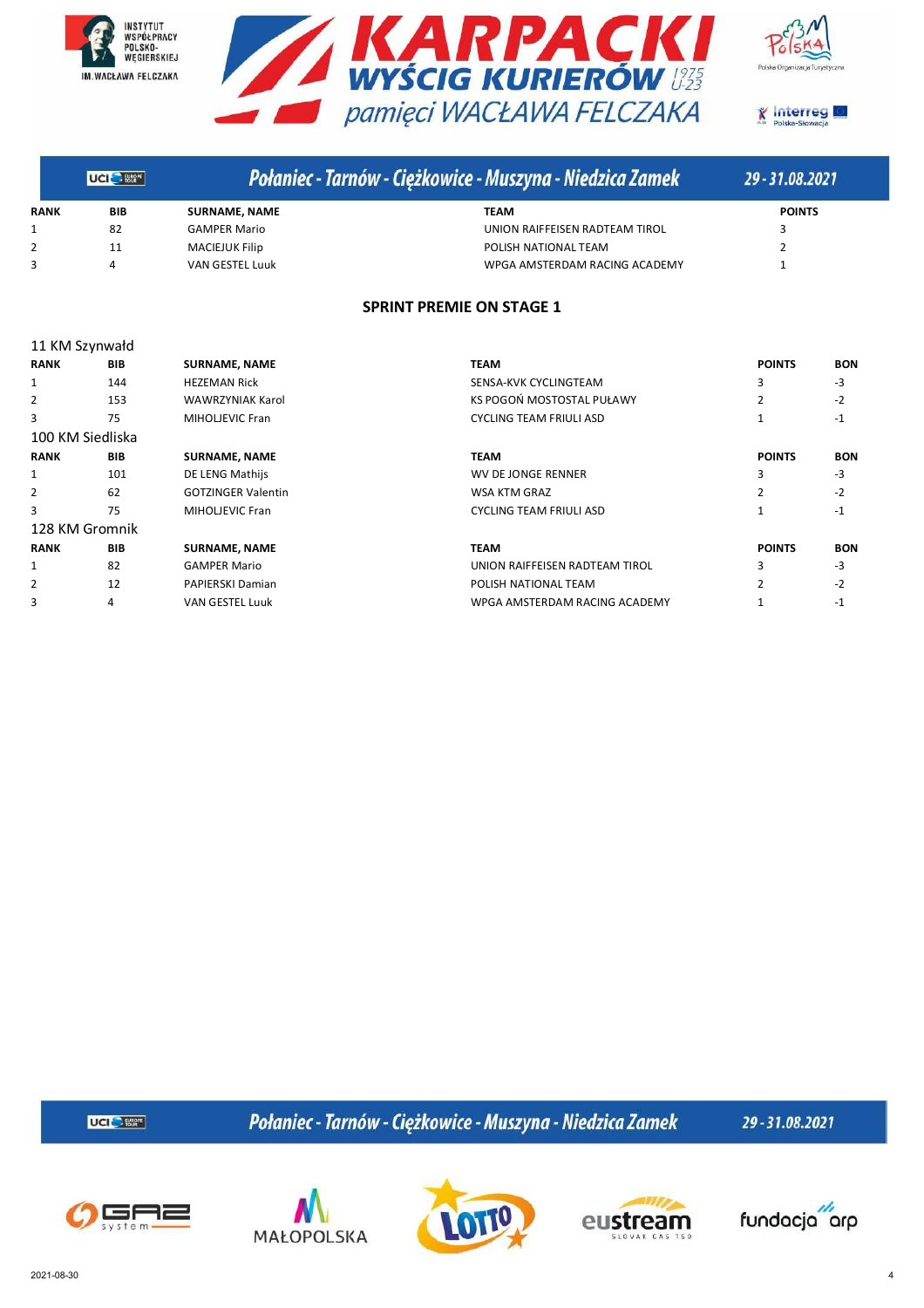| RANK | BIB | SURNAME, NAME | TEAM | POINTS |
|---|---|---|---|---|
| 1 | 82 | GAMPER Mario | UNION RAIFFEISEN RADTEAM TIROL | 3 |
| 2 | 11 | MACIEJUK Filip | POLISH NATIONAL TEAM | 2 |
| 3 | 4 | VAN GESTEL Luuk | WPGA AMSTERDAM RACING ACADEMY | 1 |

## SPRINT PREMIE ON STAGE 1

### 11 KM Szynwałd

| RANK | BIB | SURNAME, NAME | TEAM | POINTS | BON |
|---|---|---|---|---|---|
| 1 | 144 | HEZEMAN Rick | SENSA-KVK CYCLINGTEAM | 3 | -3 |
| 2 | 153 | WAWRZYNIAK Karol | KS POGOŃ MOSTOSTAL PUŁAWY | 2 | -2 |
| 3 | 75 | MIHOLJEVIC Fran | CYCLING TEAM FRIULI ASD | 1 | -1 |

### 100 KM Siedliska

| RANK | BIB | SURNAME, NAME | TEAM | POINTS | BON |
|---|---|---|---|---|---|
| 1 | 101 | DE LENG Mathijs | WV DE JONGE RENNER | 3 | -3 |
| 2 | 62 | GOTZINGER Valentin | WSA KTM GRAZ | 2 | -2 |
| 3 | 75 | MIHOLJEVIC Fran | CYCLING TEAM FRIULI ASD | 1 | -1 |

### 128 KM Gromnik

| RANK | BIB | SURNAME, NAME | TEAM | POINTS | BON |
|---|---|---|---|---|---|
| 1 | 82 | GAMPER Mario | UNION RAIFFEISEN RADTEAM TIROL | 3 | -3 |
| 2 | 12 | PAPIERSKI Damian | POLISH NATIONAL TEAM | 2 | -2 |
| 3 | 4 | VAN GESTEL Luuk | WPGA AMSTERDAM RACING ACADEMY | 1 | -1 |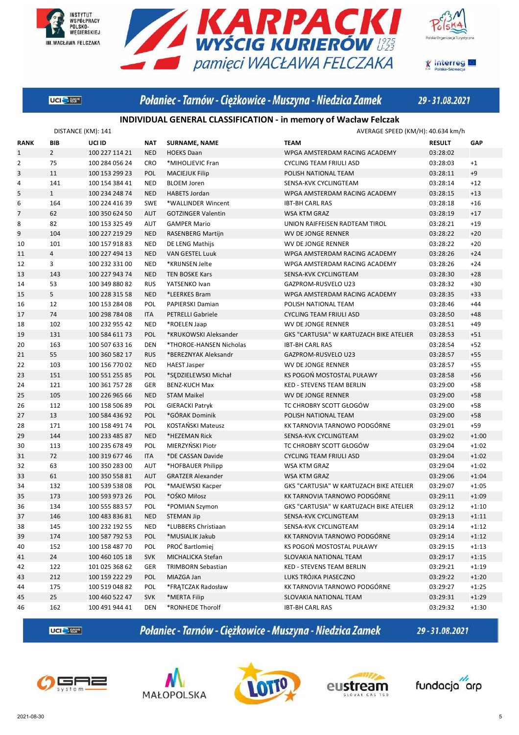## Połaniec - Tarnów - Ciężkowice - Muszyna - Niedzica Zamek

29 - 31.08.2021

### INDIVIDUAL GENERAL CLASSIFICATION - in memory of Wacław Felczak

DISTANCE (KM): 141

AVERAGE SPEED (KM/H): 40.634 km/h

| RANK | BIB | UCI ID | NAT | SURNAME, NAME | TEAM | RESULT | GAP |
|---|---|---|---|---|---|---|---|
| 1 | 2 | 100 227 114 21 | NED | HOEKS Daan | WPGA AMSTERDAM RACING ACADEMY | 03:28:02 | |
| 2 | 75 | 100 284 056 24 | CRO | *MIHOLJEVIC Fran | CYCLING TEAM FRIULI ASD | 03:28:03 | +1 |
| 3 | 11 | 100 153 299 23 | POL | MACIEJUK Filip | POLISH NATIONAL TEAM | 03:28:11 | +9 |
| 4 | 141 | 100 154 384 41 | NED | BLOEM Joren | SENSA-KVK CYCLINGTEAM | 03:28:14 | +12 |
| 5 | 1 | 100 234 248 74 | NED | HABETS Jordan | WPGA AMSTERDAM RACING ACADEMY | 03:28:15 | +13 |
| 6 | 164 | 100 224 416 39 | SWE | *WALLINDER Wincent | IBT-BH CARL RAS | 03:28:18 | +16 |
| 7 | 62 | 100 350 624 50 | AUT | GOTZINGER Valentin | WSA KTM GRAZ | 03:28:19 | +17 |
| 8 | 82 | 100 153 325 49 | AUT | GAMPER Mario | UNION RAIFFEISEN RADTEAM TIROL | 03:28:21 | +19 |
| 9 | 104 | 100 227 219 29 | NED | RASENBERG Martijn | WV DE JONGE RENNER | 03:28:22 | +20 |
| 10 | 101 | 100 157 918 83 | NED | DE LENG Mathijs | WV DE JONGE RENNER | 03:28:22 | +20 |
| 11 | 4 | 100 227 494 13 | NED | VAN GESTEL Luuk | WPGA AMSTERDAM RACING ACADEMY | 03:28:26 | +24 |
| 12 | 3 | 100 232 331 00 | NED | *KRIJNSEN Jelte | WPGA AMSTERDAM RACING ACADEMY | 03:28:26 | +24 |
| 13 | 143 | 100 227 943 74 | NED | TEN BOSKE Kars | SENSA-KVK CYCLINGTEAM | 03:28:30 | +28 |
| 14 | 53 | 100 349 880 82 | RUS | YATSENKO Ivan | GAZPROM-RUSVELO U23 | 03:28:32 | +30 |
| 15 | 5 | 100 228 315 58 | NED | *LEERKES Bram | WPGA AMSTERDAM RACING ACADEMY | 03:28:35 | +33 |
| 16 | 12 | 100 153 284 08 | POL | PAPIERSKI Damian | POLISH NATIONAL TEAM | 03:28:46 | +44 |
| 17 | 74 | 100 298 784 08 | ITA | PETRELLI Gabriele | CYCLING TEAM FRIULI ASD | 03:28:50 | +48 |
| 18 | 102 | 100 232 955 42 | NED | *ROELEN Jaap | WV DE JONGE RENNER | 03:28:51 | +49 |
| 19 | 131 | 100 584 611 73 | POL | *KRUKOWSKI Aleksander | GKS "CARTUSIA" W KARTUZACH BIKE ATELIER | 03:28:53 | +51 |
| 20 | 163 | 100 507 633 16 | DEN | *THOROE-HANSEN Nicholas | IBT-BH CARL RAS | 03:28:54 | +52 |
| 21 | 55 | 100 360 582 17 | RUS | *BEREZNYAK Aleksandr | GAZPROM-RUSVELO U23 | 03:28:57 | +55 |
| 22 | 103 | 100 156 770 02 | NED | HAEST Jasper | WV DE JONGE RENNER | 03:28:57 | +55 |
| 23 | 151 | 100 551 255 85 | POL | *SĘDZIELEWSKI Michał | KS POGOŃ MOSTOSTAL PUŁAWY | 03:28:58 | +56 |
| 24 | 121 | 100 361 757 28 | GER | BENZ-KUCH Max | KED - STEVENS TEAM BERLIN | 03:29:00 | +58 |
| 25 | 105 | 100 226 965 66 | NED | STAM Maikel | WV DE JONGE RENNER | 03:29:00 | +58 |
| 26 | 112 | 100 158 506 89 | POL | GIERACKI Patryk | TC CHROBRY SCOTT GŁOGÓW | 03:29:00 | +58 |
| 27 | 13 | 100 584 436 92 | POL | *GÓRAK Dominik | POLISH NATIONAL TEAM | 03:29:00 | +58 |
| 28 | 171 | 100 158 491 74 | POL | KOSTAŃSKI Mateusz | KK TARNOVIA TARNOWO PODGÓRNE | 03:29:01 | +59 |
| 29 | 144 | 100 233 485 87 | NED | *HEZEMAN Rick | SENSA-KVK CYCLINGTEAM | 03:29:02 | +1:00 |
| 30 | 113 | 100 235 678 49 | POL | MIERZYŃSKI Piotr | TC CHROBRY SCOTT GŁOGÓW | 03:29:04 | +1:02 |
| 31 | 72 | 100 319 677 46 | ITA | *DE CASSAN Davide | CYCLING TEAM FRIULI ASD | 03:29:04 | +1:02 |
| 32 | 63 | 100 350 283 00 | AUT | *HOFBAUER Philipp | WSA KTM GRAZ | 03:29:04 | +1:02 |
| 33 | 61 | 100 350 558 81 | AUT | GRATZER Alexander | WSA KTM GRAZ | 03:29:06 | +1:04 |
| 34 | 132 | 100 539 538 08 | POL | *MAJEWSKI Kacper | GKS "CARTUSIA" W KARTUZACH BIKE ATELIER | 03:29:07 | +1:05 |
| 35 | 173 | 100 593 973 26 | POL | *OŚKO Miłosz | KK TARNOVIA TARNOWO PODGÓRNE | 03:29:11 | +1:09 |
| 36 | 134 | 100 555 883 57 | POL | *POMIAN Szymon | GKS "CARTUSIA" W KARTUZACH BIKE ATELIER | 03:29:12 | +1:10 |
| 37 | 146 | 100 483 836 81 | NED | STEMAN Jip | SENSA-KVK CYCLINGTEAM | 03:29:13 | +1:11 |
| 38 | 145 | 100 232 192 55 | NED | *LUBBERS Christiaan | SENSA-KVK CYCLINGTEAM | 03:29:14 | +1:12 |
| 39 | 174 | 100 587 792 53 | POL | *MUSIALIK Jakub | KK TARNOVIA TARNOWO PODGÓRNE | 03:29:14 | +1:12 |
| 40 | 152 | 100 158 487 70 | POL | PROĆ Bartlomiej | KS POGOŃ MOSTOSTAL PUŁAWY | 03:29:15 | +1:13 |
| 41 | 24 | 100 460 105 18 | SVK | MICHALICKA Stefan | SLOVAKIA NATIONAL TEAM | 03:29:17 | +1:15 |
| 42 | 122 | 101 025 368 62 | GER | TRIMBORN Sebastian | KED - STEVENS TEAM BERLIN | 03:29:21 | +1:19 |
| 43 | 212 | 100 159 222 29 | POL | MIAZGA Jan | LUKS TRÓJKA PIASECZNO | 03:29:22 | +1:20 |
| 44 | 175 | 100 519 048 82 | POL | *FRĄTCZAK Radosław | KK TARNOVIA TARNOWO PODGÓRNE | 03:29:27 | +1:25 |
| 45 | 25 | 100 460 522 47 | SVK | *MERTA Filip | SLOVAKIA NATIONAL TEAM | 03:29:31 | +1:29 |
| 46 | 162 | 100 491 944 41 | DEN | *RONHEDE Thorolf | IBT-BH CARL RAS | 03:29:32 | +1:30 |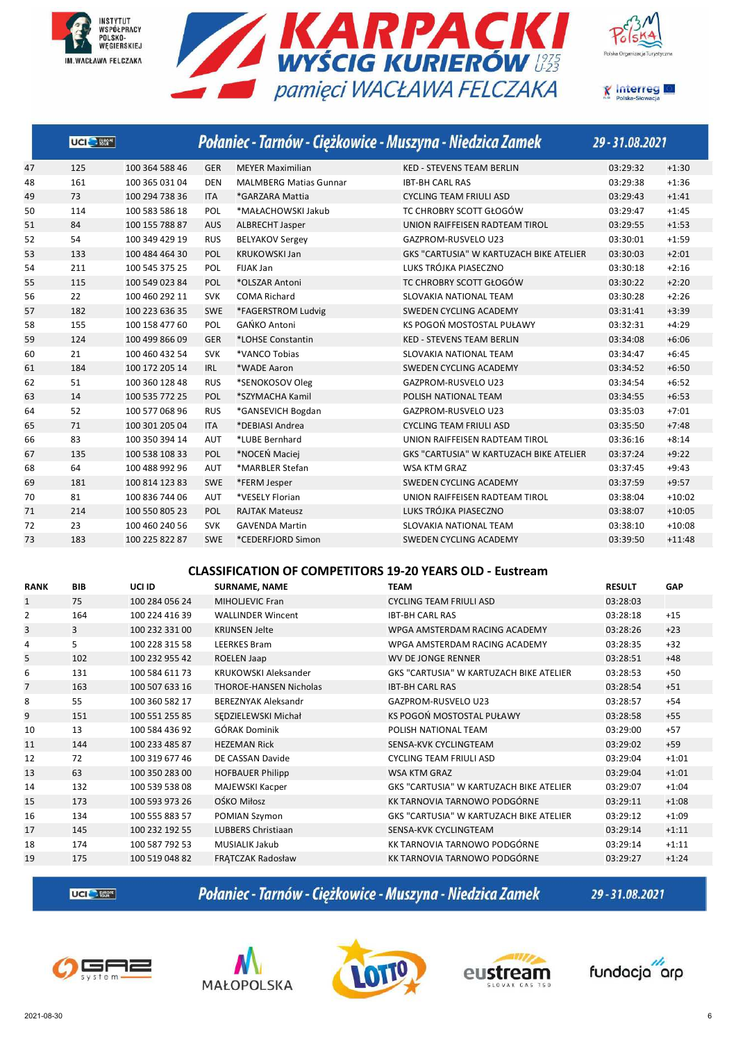| 47 | 125 | 100 364 588 46 | GER | MEYER Maximilian | KED - STEVENS TEAM BERLIN | 03:29:32 | +1:30 |
|---|---|---|---|---|---|---|---|
| 48 | 161 | 100 365 031 04 | DEN | MALMBERG Matias Gunnar | IBT-BH CARL RAS | 03:29:38 | +1:36 |
| 49 | 73 | 100 294 738 36 | ITA | *GARZARA Mattia | CYCLING TEAM FRIULI ASD | 03:29:43 | +1:41 |
| 50 | 114 | 100 583 586 18 | POL | *MAŁACHOWSKI Jakub | TC CHROBRY SCOTT GŁOGÓW | 03:29:47 | +1:45 |
| 51 | 84 | 100 155 788 87 | AUS | ALBRECHT Jasper | UNION RAIFFEISEN RADTEAM TIROL | 03:29:55 | +1:53 |
| 52 | 54 | 100 349 429 19 | RUS | BELYAKOV Sergey | GAZPROM-RUSVELO U23 | 03:30:01 | +1:59 |
| 53 | 133 | 100 484 464 30 | POL | KRUKOWSKI Jan | GKS "CARTUSIA" W KARTUZACH BIKE ATELIER | 03:30:03 | +2:01 |
| 54 | 211 | 100 545 375 25 | POL | FIJAK Jan | LUKS TRÓJKA PIASECZNO | 03:30:18 | +2:16 |
| 55 | 115 | 100 549 023 84 | POL | *OLSZAR Antoni | TC CHROBRY SCOTT GŁOGÓW | 03:30:22 | +2:20 |
| 56 | 22 | 100 460 292 11 | SVK | COMA Richard | SLOVAKIA NATIONAL TEAM | 03:30:28 | +2:26 |
| 57 | 182 | 100 223 636 35 | SWE | *FAGERSTROM Ludvig | SWEDEN CYCLING ACADEMY | 03:31:41 | +3:39 |
| 58 | 155 | 100 158 477 60 | POL | GAŃKO Antoni | KS POGOŃ MOSTOSTAL PUŁAWY | 03:32:31 | +4:29 |
| 59 | 124 | 100 499 866 09 | GER | *LOHSE Constantin | KED - STEVENS TEAM BERLIN | 03:34:08 | +6:06 |
| 60 | 21 | 100 460 432 54 | SVK | *VANCO Tobias | SLOVAKIA NATIONAL TEAM | 03:34:47 | +6:45 |
| 61 | 184 | 100 172 205 14 | IRL | *WADE Aaron | SWEDEN CYCLING ACADEMY | 03:34:52 | +6:50 |
| 62 | 51 | 100 360 128 48 | RUS | *SENOKOSOV Oleg | GAZPROM-RUSVELO U23 | 03:34:54 | +6:52 |
| 63 | 14 | 100 535 772 25 | POL | *SZYMACHA Kamil | POLISH NATIONAL TEAM | 03:34:55 | +6:53 |
| 64 | 52 | 100 577 068 96 | RUS | *GANSEVICH Bogdan | GAZPROM-RUSVELO U23 | 03:35:03 | +7:01 |
| 65 | 71 | 100 301 205 04 | ITA | *DEBIASI Andrea | CYCLING TEAM FRIULI ASD | 03:35:50 | +7:48 |
| 66 | 83 | 100 350 394 14 | AUT | *LUBE Bernhard | UNION RAIFFEISEN RADTEAM TIROL | 03:36:16 | +8:14 |
| 67 | 135 | 100 538 108 33 | POL | *NOCEŃ Maciej | GKS "CARTUSIA" W KARTUZACH BIKE ATELIER | 03:37:24 | +9:22 |
| 68 | 64 | 100 488 992 96 | AUT | *MARBLER Stefan | WSA KTM GRAZ | 03:37:45 | +9:43 |
| 69 | 181 | 100 814 123 83 | SWE | *FERM Jesper | SWEDEN CYCLING ACADEMY | 03:37:59 | +9:57 |
| 70 | 81 | 100 836 744 06 | AUT | *VESELY Florian | UNION RAIFFEISEN RADTEAM TIROL | 03:38:04 | +10:02 |
| 71 | 214 | 100 550 805 23 | POL | RAJTAK Mateusz | LUKS TRÓJKA PIASECZNO | 03:38:07 | +10:05 |
| 72 | 23 | 100 460 240 56 | SVK | GAVENDA Martin | SLOVAKIA NATIONAL TEAM | 03:38:10 | +10:08 |
| 73 | 183 | 100 225 822 87 | SWE | *CEDERFJORD Simon | SWEDEN CYCLING ACADEMY | 03:39:50 | +11:48 |

## CLASSIFICATION OF COMPETITORS 19-20 YEARS OLD - Eustream

| RANK | BIB | UCI ID | SURNAME, NAME | TEAM | RESULT | GAP |
|---|---|---|---|---|---|---|
| 1 | 75 | 100 284 056 24 | MIHOLJEVIC Fran | CYCLING TEAM FRIULI ASD | 03:28:03 | |
| 2 | 164 | 100 224 416 39 | WALLINDER Wincent | IBT-BH CARL RAS | 03:28:18 | +15 |
| 3 | 3 | 100 232 331 00 | KRIJNSEN Jelte | WPGA AMSTERDAM RACING ACADEMY | 03:28:26 | +23 |
| 4 | 5 | 100 228 315 58 | LEERKES Bram | WPGA AMSTERDAM RACING ACADEMY | 03:28:35 | +32 |
| 5 | 102 | 100 232 955 42 | ROELEN Jaap | WV DE JONGE RENNER | 03:28:51 | +48 |
| 6 | 131 | 100 584 611 73 | KRUKOWSKI Aleksander | GKS "CARTUSIA" W KARTUZACH BIKE ATELIER | 03:28:53 | +50 |
| 7 | 163 | 100 507 633 16 | THOROE-HANSEN Nicholas | IBT-BH CARL RAS | 03:28:54 | +51 |
| 8 | 55 | 100 360 582 17 | BEREZNYAK Aleksandr | GAZPROM-RUSVELO U23 | 03:28:57 | +54 |
| 9 | 151 | 100 551 255 85 | SĘDZIELEWSKI Michał | KS POGOŃ MOSTOSTAL PUŁAWY | 03:28:58 | +55 |
| 10 | 13 | 100 584 436 92 | GÓRAK Dominik | POLISH NATIONAL TEAM | 03:29:00 | +57 |
| 11 | 144 | 100 233 485 87 | HEZEMAN Rick | SENSA-KVK CYCLINGTEAM | 03:29:02 | +59 |
| 12 | 72 | 100 319 677 46 | DE CASSAN Davide | CYCLING TEAM FRIULI ASD | 03:29:04 | +1:01 |
| 13 | 63 | 100 350 283 00 | HOFBAUER Philipp | WSA KTM GRAZ | 03:29:04 | +1:01 |
| 14 | 132 | 100 539 538 08 | MAJEWSKI Kacper | GKS "CARTUSIA" W KARTUZACH BIKE ATELIER | 03:29:07 | +1:04 |
| 15 | 173 | 100 593 973 26 | OŚKO Miłosz | KK TARNOVIA TARNOWO PODGÓRNE | 03:29:11 | +1:08 |
| 16 | 134 | 100 555 883 57 | POMIAN Szymon | GKS "CARTUSIA" W KARTUZACH BIKE ATELIER | 03:29:12 | +1:09 |
| 17 | 145 | 100 232 192 55 | LUBBERS Christiaan | SENSA-KVK CYCLINGTEAM | 03:29:14 | +1:11 |
| 18 | 174 | 100 587 792 53 | MUSIALIK Jakub | KK TARNOVIA TARNOWO PODGÓRNE | 03:29:14 | +1:11 |
| 19 | 175 | 100 519 048 82 | FRĄTCZAK Radosław | KK TARNOVIA TARNOWO PODGÓRNE | 03:29:27 | +1:24 |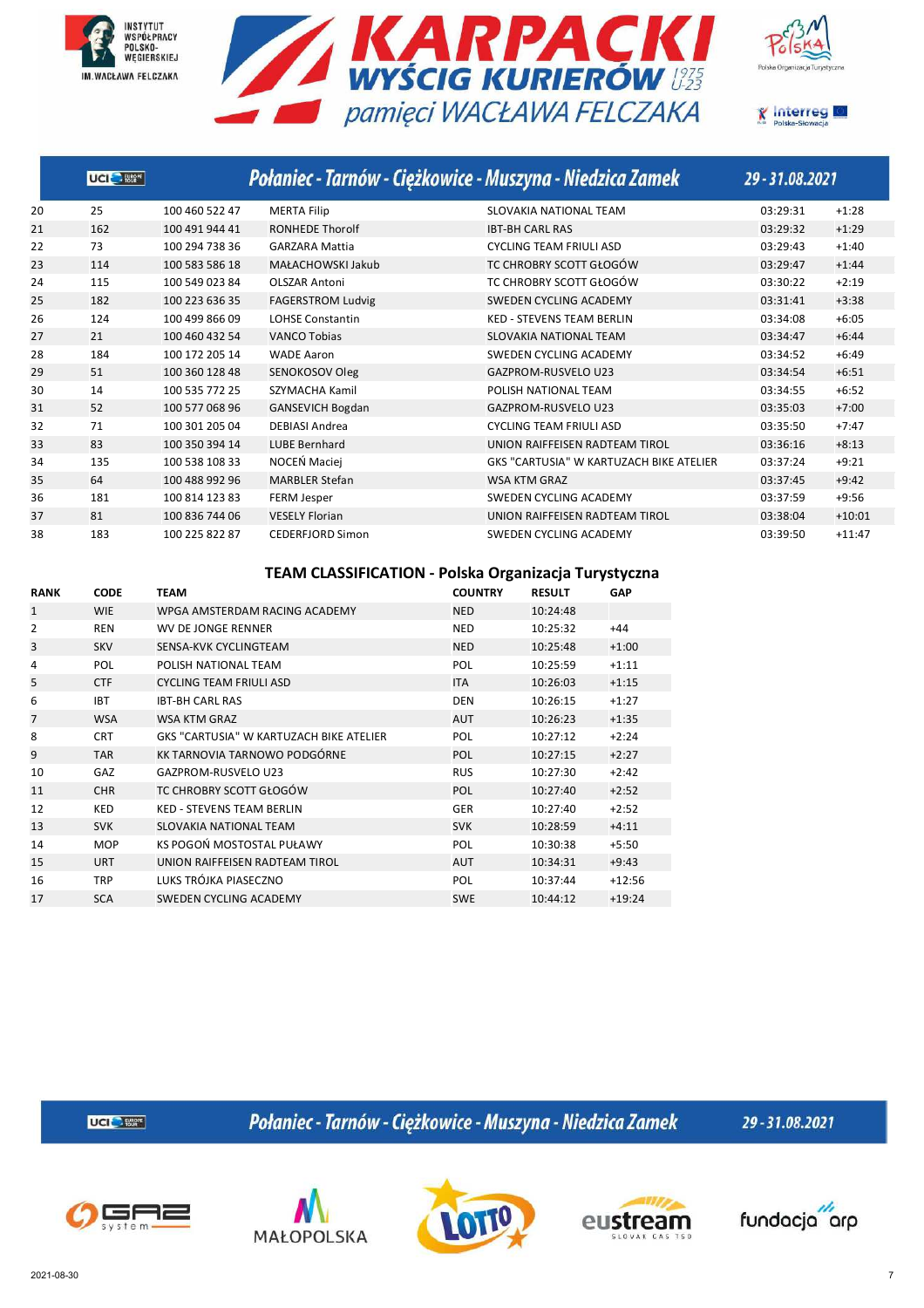| | | | | | | |
|---|---|---|---|---|---|---|
| 20 | 25 | 100 460 522 47 | MERTA Filip | SLOVAKIA NATIONAL TEAM | 03:29:31 | +1:28 |
| 21 | 162 | 100 491 944 41 | RONHEDE Thorolf | IBT-BH CARL RAS | 03:29:32 | +1:29 |
| 22 | 73 | 100 294 738 36 | GARZARA Mattia | CYCLING TEAM FRIULI ASD | 03:29:43 | +1:40 |
| 23 | 114 | 100 583 586 18 | MAŁACHOWSKI Jakub | TC CHROBRY SCOTT GŁOGÓW | 03:29:47 | +1:44 |
| 24 | 115 | 100 549 023 84 | OLSZAR Antoni | TC CHROBRY SCOTT GŁOGÓW | 03:30:22 | +2:19 |
| 25 | 182 | 100 223 636 35 | FAGERSTROM Ludvig | SWEDEN CYCLING ACADEMY | 03:31:41 | +3:38 |
| 26 | 124 | 100 499 866 09 | LOHSE Constantin | KED - STEVENS TEAM BERLIN | 03:34:08 | +6:05 |
| 27 | 21 | 100 460 432 54 | VANCO Tobias | SLOVAKIA NATIONAL TEAM | 03:34:47 | +6:44 |
| 28 | 184 | 100 172 205 14 | WADE Aaron | SWEDEN CYCLING ACADEMY | 03:34:52 | +6:49 |
| 29 | 51 | 100 360 128 48 | SENOKOSOV Oleg | GAZPROM-RUSVELO U23 | 03:34:54 | +6:51 |
| 30 | 14 | 100 535 772 25 | SZYMACHA Kamil | POLISH NATIONAL TEAM | 03:34:55 | +6:52 |
| 31 | 52 | 100 577 068 96 | GANSEVICH Bogdan | GAZPROM-RUSVELO U23 | 03:35:03 | +7:00 |
| 32 | 71 | 100 301 205 04 | DEBIASI Andrea | CYCLING TEAM FRIULI ASD | 03:35:50 | +7:47 |
| 33 | 83 | 100 350 394 14 | LUBE Bernhard | UNION RAIFFEISEN RADTEAM TIROL | 03:36:16 | +8:13 |
| 34 | 135 | 100 538 108 33 | NOCEŃ Maciej | GKS "CARTUSIA" W KARTUZACH BIKE ATELIER | 03:37:24 | +9:21 |
| 35 | 64 | 100 488 992 96 | MARBLER Stefan | WSA KTM GRAZ | 03:37:45 | +9:42 |
| 36 | 181 | 100 814 123 83 | FERM Jesper | SWEDEN CYCLING ACADEMY | 03:37:59 | +9:56 |
| 37 | 81 | 100 836 744 06 | VESELY Florian | UNION RAIFFEISEN RADTEAM TIROL | 03:38:04 | +10:01 |
| 38 | 183 | 100 225 822 87 | CEDERFJORD Simon | SWEDEN CYCLING ACADEMY | 03:39:50 | +11:47 |

## TEAM CLASSIFICATION - Polska Organizacja Turystyczna

| RANK | CODE | TEAM | COUNTRY | RESULT | GAP |
|---|---|---|---|---|---|
| 1 | WIE | WPGA AMSTERDAM RACING ACADEMY | NED | 10:24:48 | |
| 2 | REN | WV DE JONGE RENNER | NED | 10:25:32 | +44 |
| 3 | SKV | SENSA-KVK CYCLINGTEAM | NED | 10:25:48 | +1:00 |
| 4 | POL | POLISH NATIONAL TEAM | POL | 10:25:59 | +1:11 |
| 5 | CTF | CYCLING TEAM FRIULI ASD | ITA | 10:26:03 | +1:15 |
| 6 | IBT | IBT-BH CARL RAS | DEN | 10:26:15 | +1:27 |
| 7 | WSA | WSA KTM GRAZ | AUT | 10:26:23 | +1:35 |
| 8 | CRT | GKS "CARTUSIA" W KARTUZACH BIKE ATELIER | POL | 10:27:12 | +2:24 |
| 9 | TAR | KK TARNOVIA TARNOWO PODGÓRNE | POL | 10:27:15 | +2:27 |
| 10 | GAZ | GAZPROM-RUSVELO U23 | RUS | 10:27:30 | +2:42 |
| 11 | CHR | TC CHROBRY SCOTT GŁOGÓW | POL | 10:27:40 | +2:52 |
| 12 | KED | KED - STEVENS TEAM BERLIN | GER | 10:27:40 | +2:52 |
| 13 | SVK | SLOVAKIA NATIONAL TEAM | SVK | 10:28:59 | +4:11 |
| 14 | MOP | KS POGOŃ MOSTOSTAL PUŁAWY | POL | 10:30:38 | +5:50 |
| 15 | URT | UNION RAIFFEISEN RADTEAM TIROL | AUT | 10:34:31 | +9:43 |
| 16 | TRP | LUKS TRÓJKA PIASECZNO | POL | 10:37:44 | +12:56 |
| 17 | SCA | SWEDEN CYCLING ACADEMY | SWE | 10:44:12 | +19:24 |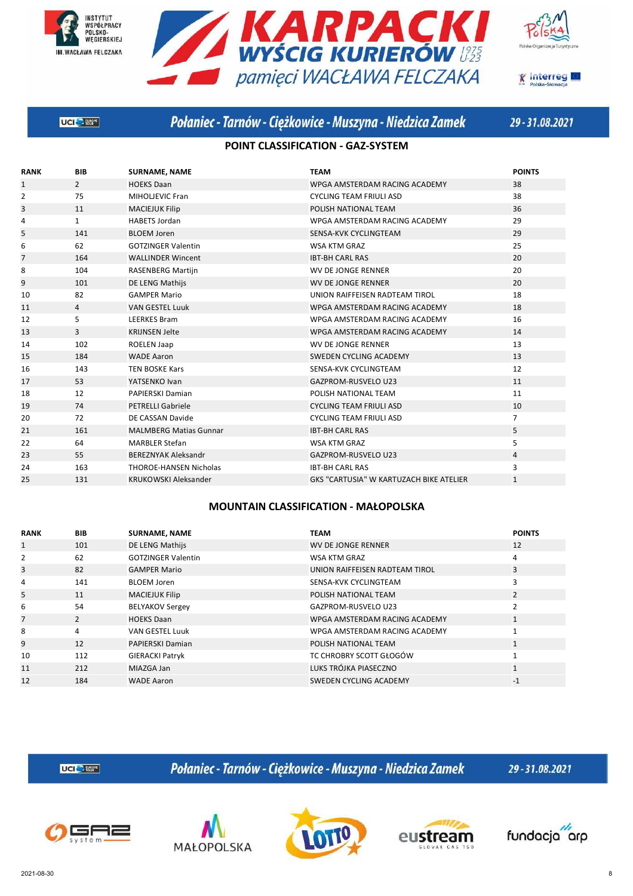Połaniec - Tarnów - Ciężkowice - Muszyna - Niedzica Zamek 29 - 31.08.2021

## POINT CLASSIFICATION - GAZ-SYSTEM

| RANK | BIB | SURNAME, NAME | TEAM | POINTS |
|---|---|---|---|---|
| 1 | 2 | HOEKS Daan | WPGA AMSTERDAM RACING ACADEMY | 38 |
| 2 | 75 | MIHOLJEVIC Fran | CYCLING TEAM FRIULI ASD | 38 |
| 3 | 11 | MACIEJUK Filip | POLISH NATIONAL TEAM | 36 |
| 4 | 1 | HABETS Jordan | WPGA AMSTERDAM RACING ACADEMY | 29 |
| 5 | 141 | BLOEM Joren | SENSA-KVK CYCLINGTEAM | 29 |
| 6 | 62 | GOTZINGER Valentin | WSA KTM GRAZ | 25 |
| 7 | 164 | WALLINDER Wincent | IBT-BH CARL RAS | 20 |
| 8 | 104 | RASENBERG Martijn | WV DE JONGE RENNER | 20 |
| 9 | 101 | DE LENG Mathijs | WV DE JONGE RENNER | 20 |
| 10 | 82 | GAMPER Mario | UNION RAIFFEISEN RADTEAM TIROL | 18 |
| 11 | 4 | VAN GESTEL Luuk | WPGA AMSTERDAM RACING ACADEMY | 18 |
| 12 | 5 | LEERKES Bram | WPGA AMSTERDAM RACING ACADEMY | 16 |
| 13 | 3 | KRIJNSEN Jelte | WPGA AMSTERDAM RACING ACADEMY | 14 |
| 14 | 102 | ROELEN Jaap | WV DE JONGE RENNER | 13 |
| 15 | 184 | WADE Aaron | SWEDEN CYCLING ACADEMY | 13 |
| 16 | 143 | TEN BOSKE Kars | SENSA-KVK CYCLINGTEAM | 12 |
| 17 | 53 | YATSENKO Ivan | GAZPROM-RUSVELO U23 | 11 |
| 18 | 12 | PAPIERSKI Damian | POLISH NATIONAL TEAM | 11 |
| 19 | 74 | PETRELLI Gabriele | CYCLING TEAM FRIULI ASD | 10 |
| 20 | 72 | DE CASSAN Davide | CYCLING TEAM FRIULI ASD | 7 |
| 21 | 161 | MALMBERG Matias Gunnar | IBT-BH CARL RAS | 5 |
| 22 | 64 | MARBLER Stefan | WSA KTM GRAZ | 5 |
| 23 | 55 | BEREZNYAK Aleksandr | GAZPROM-RUSVELO U23 | 4 |
| 24 | 163 | THOROE-HANSEN Nicholas | IBT-BH CARL RAS | 3 |
| 25 | 131 | KRUKOWSKI Aleksander | GKS "CARTUSIA" W KARTUZACH BIKE ATELIER | 1 |

## MOUNTAIN CLASSIFICATION - MAŁOPOLSKA

| RANK | BIB | SURNAME, NAME | TEAM | POINTS |
|---|---|---|---|---|
| 1 | 101 | DE LENG Mathijs | WV DE JONGE RENNER | 12 |
| 2 | 62 | GOTZINGER Valentin | WSA KTM GRAZ | 4 |
| 3 | 82 | GAMPER Mario | UNION RAIFFEISEN RADTEAM TIROL | 3 |
| 4 | 141 | BLOEM Joren | SENSA-KVK CYCLINGTEAM | 3 |
| 5 | 11 | MACIEJUK Filip | POLISH NATIONAL TEAM | 2 |
| 6 | 54 | BELYAKOV Sergey | GAZPROM-RUSVELO U23 | 2 |
| 7 | 2 | HOEKS Daan | WPGA AMSTERDAM RACING ACADEMY | 1 |
| 8 | 4 | VAN GESTEL Luuk | WPGA AMSTERDAM RACING ACADEMY | 1 |
| 9 | 12 | PAPIERSKI Damian | POLISH NATIONAL TEAM | 1 |
| 10 | 112 | GIERACKI Patryk | TC CHROBRY SCOTT GŁOGÓW | 1 |
| 11 | 212 | MIAZGA Jan | LUKS TRÓJKA PIASECZNO | 1 |
| 12 | 184 | WADE Aaron | SWEDEN CYCLING ACADEMY | -1 |

2021-08-30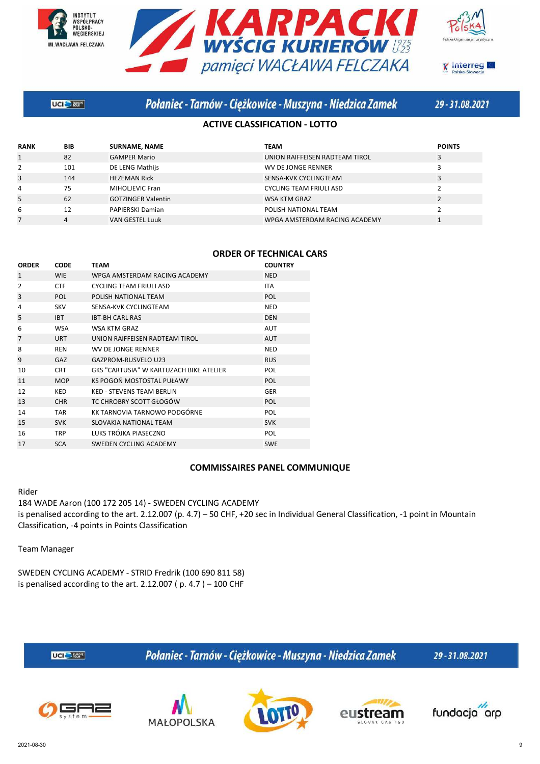## ACTIVE CLASSIFICATION - LOTTO

| RANK | BIB | SURNAME, NAME | TEAM | POINTS |
|---|---|---|---|---|
| 1 | 82 | GAMPER Mario | UNION RAIFFEISEN RADTEAM TIROL | 3 |
| 2 | 101 | DE LENG Mathijs | WV DE JONGE RENNER | 3 |
| 3 | 144 | HEZEMAN Rick | SENSA-KVK CYCLINGTEAM | 3 |
| 4 | 75 | MIHOLJEVIC Fran | CYCLING TEAM FRIULI ASD | 2 |
| 5 | 62 | GOTZINGER Valentin | WSA KTM GRAZ | 2 |
| 6 | 12 | PAPIERSKI Damian | POLISH NATIONAL TEAM | 2 |
| 7 | 4 | VAN GESTEL Luuk | WPGA AMSTERDAM RACING ACADEMY | 1 |

## ORDER OF TECHNICAL CARS

| ORDER | CODE | TEAM | COUNTRY |
|---|---|---|---|
| 1 | WIE | WPGA AMSTERDAM RACING ACADEMY | NED |
| 2 | CTF | CYCLING TEAM FRIULI ASD | ITA |
| 3 | POL | POLISH NATIONAL TEAM | POL |
| 4 | SKV | SENSA-KVK CYCLINGTEAM | NED |
| 5 | IBT | IBT-BH CARL RAS | DEN |
| 6 | WSA | WSA KTM GRAZ | AUT |
| 7 | URT | UNION RAIFFEISEN RADTEAM TIROL | AUT |
| 8 | REN | WV DE JONGE RENNER | NED |
| 9 | GAZ | GAZPROM-RUSVELO U23 | RUS |
| 10 | CRT | GKS "CARTUSIA" W KARTUZACH BIKE ATELIER | POL |
| 11 | MOP | KS POGOŃ MOSTOSTAL PUŁAWY | POL |
| 12 | KED | KED - STEVENS TEAM BERLIN | GER |
| 13 | CHR | TC CHROBRY SCOTT GŁOGÓW | POL |
| 14 | TAR | KK TARNOVIA TARNOWO PODGÓRNE | POL |
| 15 | SVK | SLOVAKIA NATIONAL TEAM | SVK |
| 16 | TRP | LUKS TRÓJKA PIASECZNO | POL |
| 17 | SCA | SWEDEN CYCLING ACADEMY | SWE |

## COMMISSAIRES PANEL COMMUNIQUE

Rider

184 WADE Aaron (100 172 205 14) - SWEDEN CYCLING ACADEMY
is penalised according to the art. 2.12.007 (p. 4.7) – 50 CHF, +20 sec in Individual General Classification, -1 point in Mountain Classification, -4 points in Points Classification

Team Manager

SWEDEN CYCLING ACADEMY - STRID Fredrik (100 690 811 58)
is penalised according to the art. 2.12.007 ( p. 4.7 ) – 100 CHF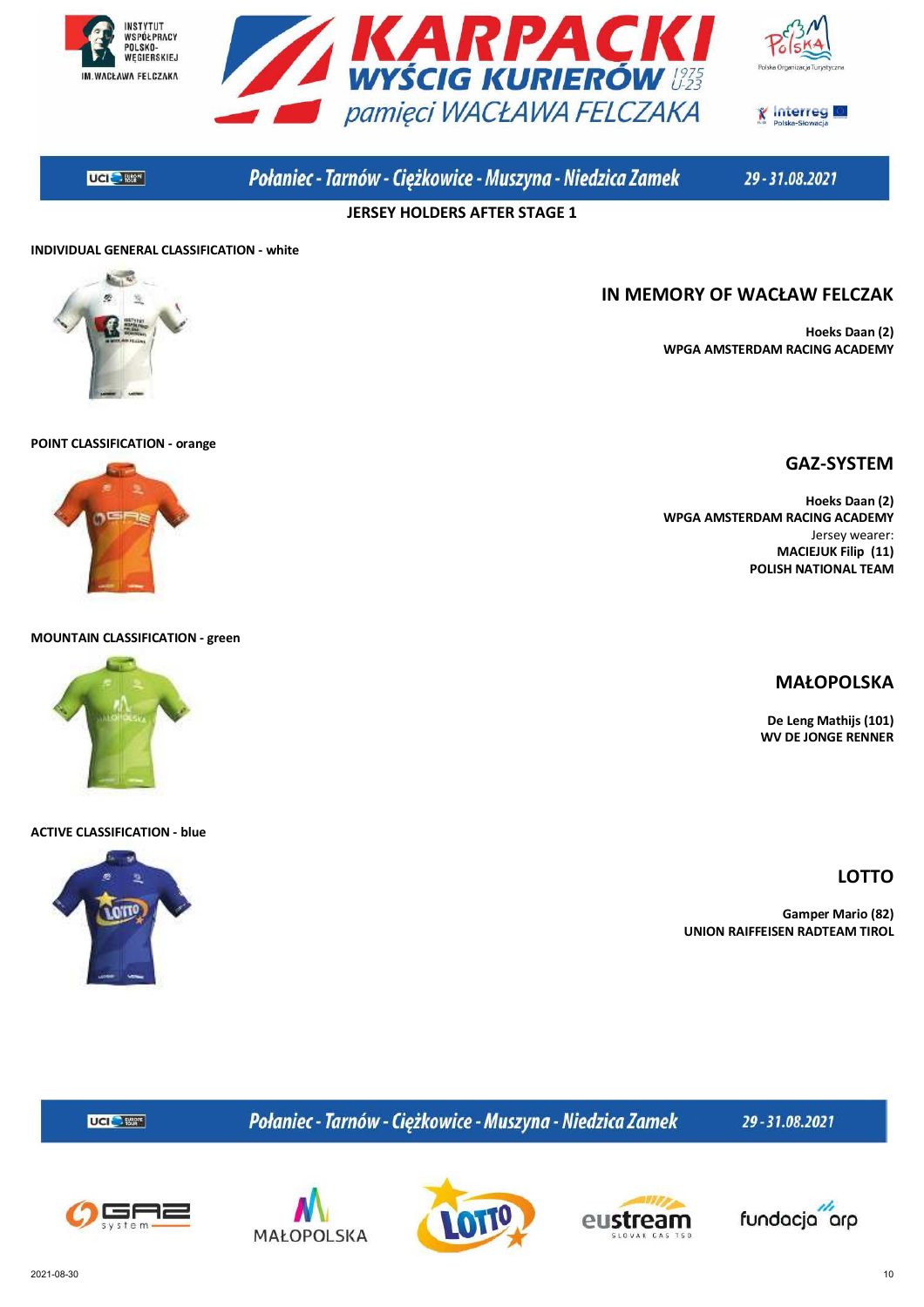# JERSEY HOLDERS AFTER STAGE 1

**INDIVIDUAL GENERAL CLASSIFICATION - white**

## IN MEMORY OF WACŁAW FELCZAK

**Hoeks Daan (2)**
**WPGA AMSTERDAM RACING ACADEMY**

**POINT CLASSIFICATION - orange**

## GAZ-SYSTEM

**Hoeks Daan (2)**
**WPGA AMSTERDAM RACING ACADEMY**
Jersey wearer:
**MACIEJUK Filip (11)**
**POLISH NATIONAL TEAM**

**MOUNTAIN CLASSIFICATION - green**

## MAŁOPOLSKA

**De Leng Mathijs (101)**
**WV DE JONGE RENNER**

**ACTIVE CLASSIFICATION - blue**

## LOTTO

**Gamper Mario (82)**
**UNION RAIFFEISEN RADTEAM TIROL**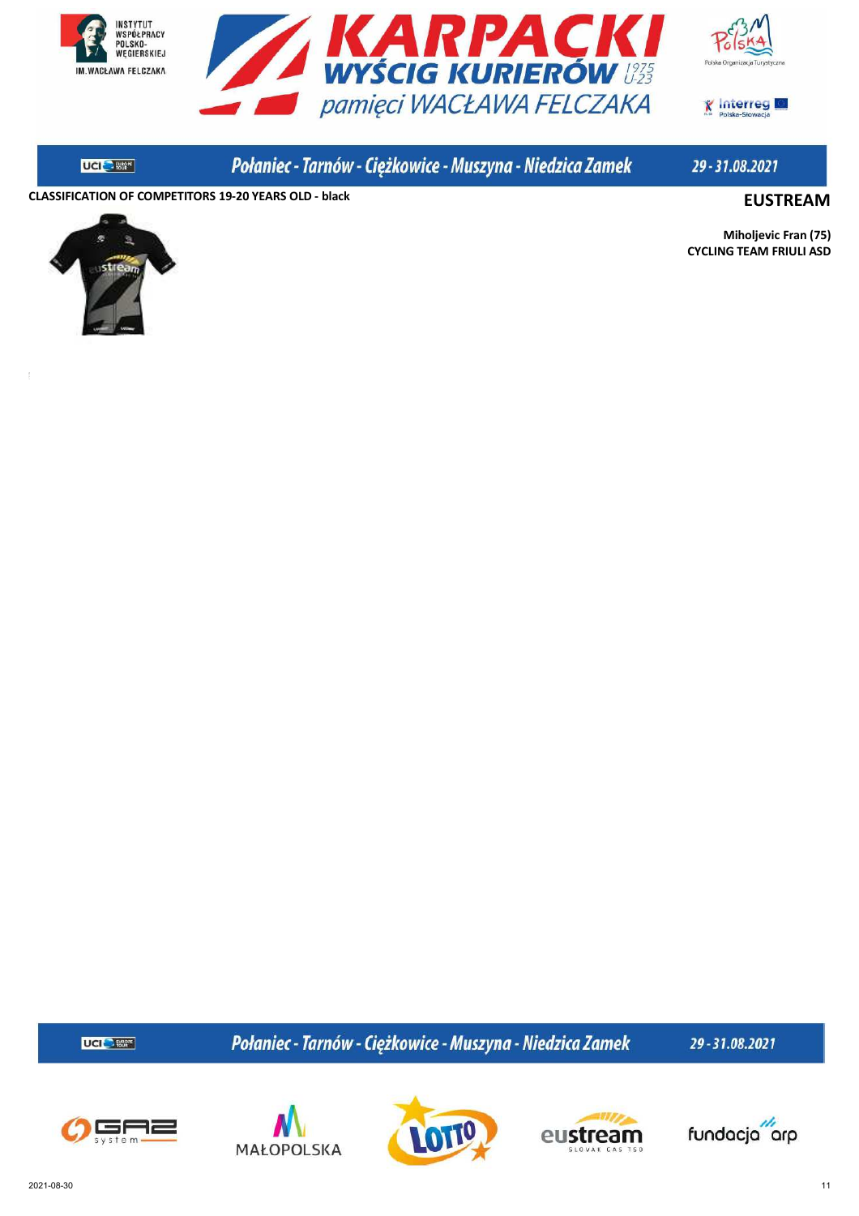**CLASSIFICATION OF COMPETITORS 19-20 YEARS OLD - black**

## EUSTREAM

**Miholjevic Fran (75)**
**CYCLING TEAM FRIULI ASD**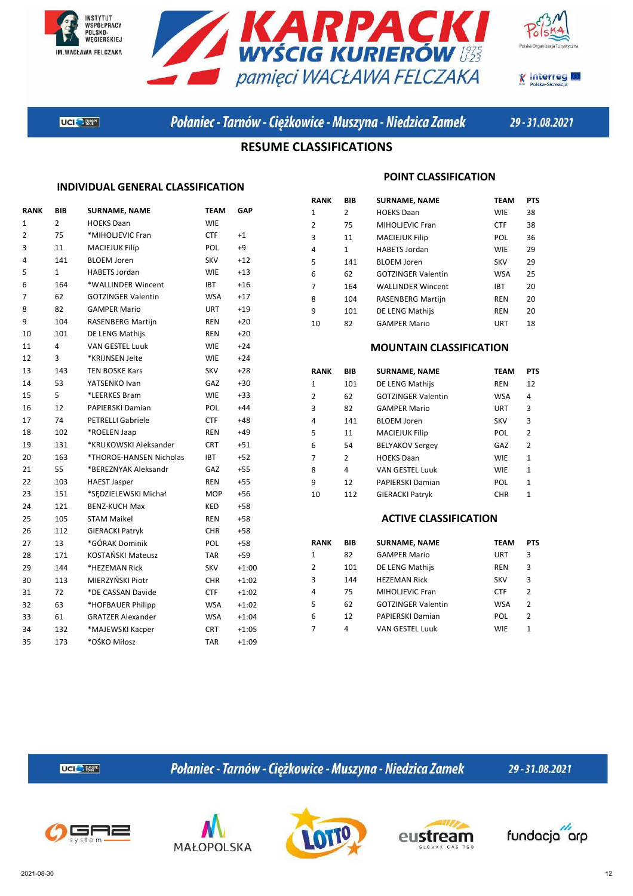# KARPACKI WYŚCIG KURIERÓW pamięci WACŁAWA FELCZAKA

Połaniec - Tarnów - Ciężkowice - Muszyna - Niedzica Zamek

29 - 31.08.2021

## RESUME CLASSIFICATIONS

### INDIVIDUAL GENERAL CLASSIFICATION

| RANK | BIB | SURNAME, NAME | TEAM | GAP |
|---|---|---|---|---|
| 1 | 2 | HOEKS Daan | WIE | |
| 2 | 75 | *MIHOLJEVIC Fran | CTF | +1 |
| 3 | 11 | MACIEJUK Filip | POL | +9 |
| 4 | 141 | BLOEM Joren | SKV | +12 |
| 5 | 1 | HABETS Jordan | WIE | +13 |
| 6 | 164 | *WALLINDER Wincent | IBT | +16 |
| 7 | 62 | GOTZINGER Valentin | WSA | +17 |
| 8 | 82 | GAMPER Mario | URT | +19 |
| 9 | 104 | RASENBERG Martijn | REN | +20 |
| 10 | 101 | DE LENG Mathijs | REN | +20 |
| 11 | 4 | VAN GESTEL Luuk | WIE | +24 |
| 12 | 3 | *KRIJNSEN Jelte | WIE | +24 |
| 13 | 143 | TEN BOSKE Kars | SKV | +28 |
| 14 | 53 | YATSENKO Ivan | GAZ | +30 |
| 15 | 5 | *LEERKES Bram | WIE | +33 |
| 16 | 12 | PAPIERSKI Damian | POL | +44 |
| 17 | 74 | PETRELLI Gabriele | CTF | +48 |
| 18 | 102 | *ROELEN Jaap | REN | +49 |
| 19 | 131 | *KRUKOWSKI Aleksander | CRT | +51 |
| 20 | 163 | *THOROE-HANSEN Nicholas | IBT | +52 |
| 21 | 55 | *BEREZNYAK Aleksandr | GAZ | +55 |
| 22 | 103 | HAEST Jasper | REN | +55 |
| 23 | 151 | *SĘDZIELEWSKI Michał | MOP | +56 |
| 24 | 121 | BENZ-KUCH Max | KED | +58 |
| 25 | 105 | STAM Maikel | REN | +58 |
| 26 | 112 | GIERACKI Patryk | CHR | +58 |
| 27 | 13 | *GÓRAK Dominik | POL | +58 |
| 28 | 171 | KOSTAŃSKI Mateusz | TAR | +59 |
| 29 | 144 | *HEZEMAN Rick | SKV | +1:00 |
| 30 | 113 | MIERZYŃSKI Piotr | CHR | +1:02 |
| 31 | 72 | *DE CASSAN Davide | CTF | +1:02 |
| 32 | 63 | *HOFBAUER Philipp | WSA | +1:02 |
| 33 | 61 | GRATZER Alexander | WSA | +1:04 |
| 34 | 132 | *MAJEWSKI Kacper | CRT | +1:05 |
| 35 | 173 | *OŚKO Miłosz | TAR | +1:09 |

### POINT CLASSIFICATION

| RANK | BIB | SURNAME, NAME | TEAM | PTS |
|---|---|---|---|---|
| 1 | 2 | HOEKS Daan | WIE | 38 |
| 2 | 75 | MIHOLJEVIC Fran | CTF | 38 |
| 3 | 11 | MACIEJUK Filip | POL | 36 |
| 4 | 1 | HABETS Jordan | WIE | 29 |
| 5 | 141 | BLOEM Joren | SKV | 29 |
| 6 | 62 | GOTZINGER Valentin | WSA | 25 |
| 7 | 164 | WALLINDER Wincent | IBT | 20 |
| 8 | 104 | RASENBERG Martijn | REN | 20 |
| 9 | 101 | DE LENG Mathijs | REN | 20 |
| 10 | 82 | GAMPER Mario | URT | 18 |

### MOUNTAIN CLASSIFICATION

| RANK | BIB | SURNAME, NAME | TEAM | PTS |
|---|---|---|---|---|
| 1 | 101 | DE LENG Mathijs | REN | 12 |
| 2 | 62 | GOTZINGER Valentin | WSA | 4 |
| 3 | 82 | GAMPER Mario | URT | 3 |
| 4 | 141 | BLOEM Joren | SKV | 3 |
| 5 | 11 | MACIEJUK Filip | POL | 2 |
| 6 | 54 | BELYAKOV Sergey | GAZ | 2 |
| 7 | 2 | HOEKS Daan | WIE | 1 |
| 8 | 4 | VAN GESTEL Luuk | WIE | 1 |
| 9 | 12 | PAPIERSKI Damian | POL | 1 |
| 10 | 112 | GIERACKI Patryk | CHR | 1 |

### ACTIVE CLASSIFICATION

| RANK | BIB | SURNAME, NAME | TEAM | PTS |
|---|---|---|---|---|
| 1 | 82 | GAMPER Mario | URT | 3 |
| 2 | 101 | DE LENG Mathijs | REN | 3 |
| 3 | 144 | HEZEMAN Rick | SKV | 3 |
| 4 | 75 | MIHOLJEVIC Fran | CTF | 2 |
| 5 | 62 | GOTZINGER Valentin | WSA | 2 |
| 6 | 12 | PAPIERSKI Damian | POL | 2 |
| 7 | 4 | VAN GESTEL Luuk | WIE | 1 |

2021-08-30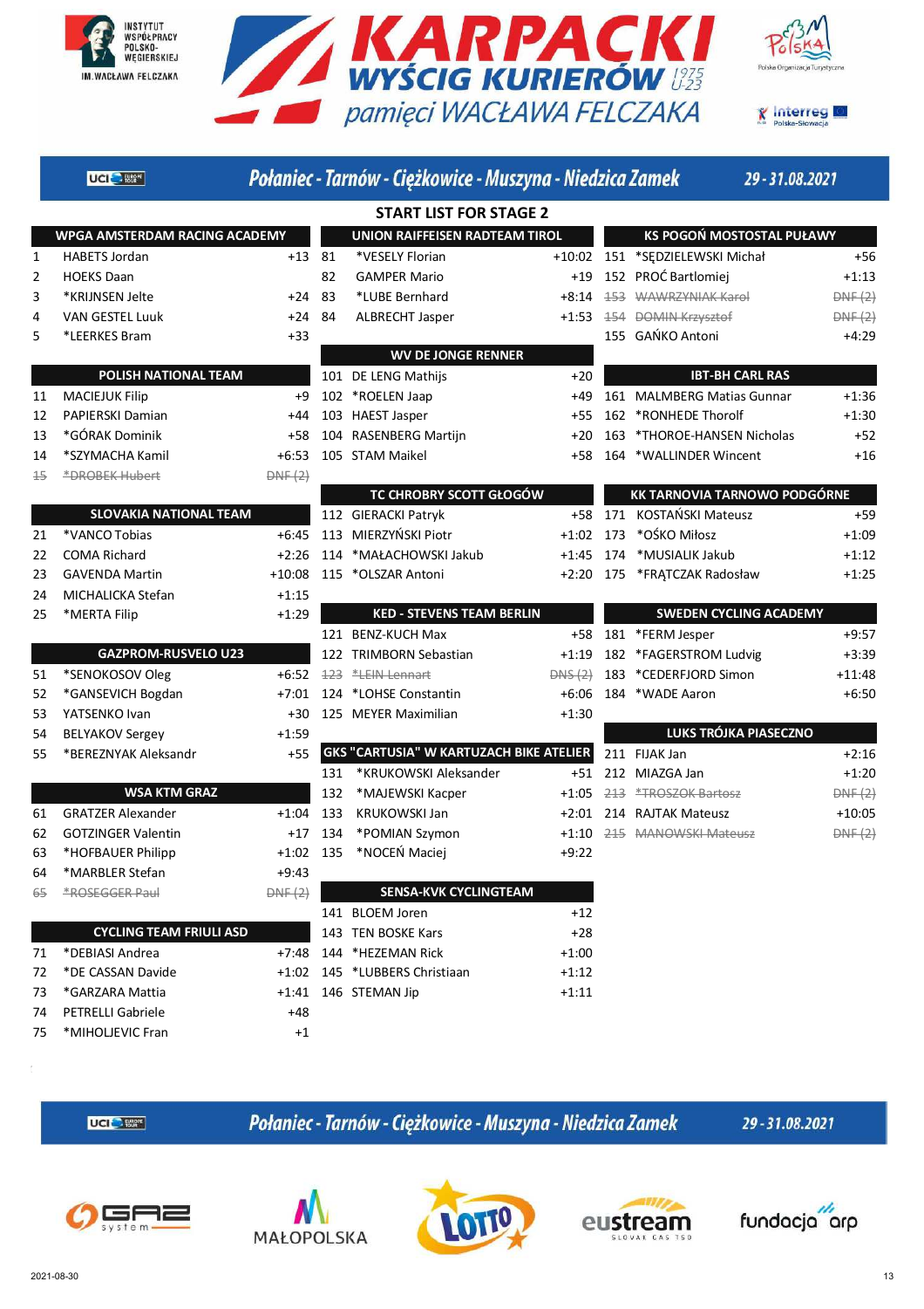# KARPACKI WYŚCIG KURIERÓW 1975 U-23 pamięci WACŁAWA FELCZAKA

## Połaniec - Tarnów - Ciężkowice - Muszyna - Niedzica Zamek 29 - 31.08.2021

### START LIST FOR STAGE 2

**WPGA AMSTERDAM RACING ACADEMY**

| | | |
|---|---|---|
| 1 | HABETS Jordan | +13 |
| 2 | HOEKS Daan | |
| 3 | *KRIJNSEN Jelte | +24 |
| 4 | VAN GESTEL Luuk | +24 |
| 5 | *LEERKES Bram | +33 |

**POLISH NATIONAL TEAM**

| | | |
|---|---|---|
| 11 | MACIEJUK Filip | +9 |
| 12 | PAPIERSKI Damian | +44 |
| 13 | *GÓRAK Dominik | +58 |
| 14 | *SZYMACHA Kamil | +6:53 |
| ~~15~~ | ~~*DROBEK Hubert~~ | ~~DNF (2)~~ |

**SLOVAKIA NATIONAL TEAM**

| | | |
|---|---|---|
| 21 | *VANCO Tobias | +6:45 |
| 22 | COMA Richard | +2:26 |
| 23 | GAVENDA Martin | +10:08 |
| 24 | MICHALICKA Stefan | +1:15 |
| 25 | *MERTA Filip | +1:29 |

**GAZPROM-RUSVELO U23**

| | | |
|---|---|---|
| 51 | *SENOKOSOV Oleg | +6:52 |
| 52 | *GANSEVICH Bogdan | +7:01 |
| 53 | YATSENKO Ivan | +30 |
| 54 | BELYAKOV Sergey | +1:59 |
| 55 | *BEREZNYAK Aleksandr | +55 |

**WSA KTM GRAZ**

| | | |
|---|---|---|
| 61 | GRATZER Alexander | +1:04 |
| 62 | GOTZINGER Valentin | +17 |
| 63 | *HOFBAUER Philipp | +1:02 |
| 64 | *MARBLER Stefan | +9:43 |
| ~~65~~ | ~~*ROSEGGER Paul~~ | ~~DNF (2)~~ |

**CYCLING TEAM FRIULI ASD**

| | | |
|---|---|---|
| 71 | *DEBIASI Andrea | +7:48 |
| 72 | *DE CASSAN Davide | +1:02 |
| 73 | *GARZARA Mattia | +1:41 |
| 74 | PETRELLI Gabriele | +48 |
| 75 | *MIHOLJEVIC Fran | +1 |

**UNION RAIFFEISEN RADTEAM TIROL**

| | | |
|---|---|---|
| 81 | *VESELY Florian | +10:02 |
| 82 | GAMPER Mario | +19 |
| 83 | *LUBE Bernhard | +8:14 |
| 84 | ALBRECHT Jasper | +1:53 |

**WV DE JONGE RENNER**

| | | |
|---|---|---|
| 101 | DE LENG Mathijs | +20 |
| 102 | *ROELEN Jaap | +49 |
| 103 | HAEST Jasper | +55 |
| 104 | RASENBERG Martijn | +20 |
| 105 | STAM Maikel | +58 |

**TC CHROBRY SCOTT GŁOGÓW**

| | | |
|---|---|---|
| 112 | GIERACKI Patryk | +58 |
| 113 | MIERZYŃSKI Piotr | +1:02 |
| 114 | *MAŁACHOWSKI Jakub | +1:45 |
| 115 | *OLSZAR Antoni | +2:20 |

**KED - STEVENS TEAM BERLIN**

| | | |
|---|---|---|
| 121 | BENZ-KUCH Max | +58 |
| 122 | TRIMBORN Sebastian | +1:19 |
| ~~123~~ | ~~*LEIN Lennart~~ | ~~DNS (2)~~ |
| 124 | *LOHSE Constantin | +6:06 |
| 125 | MEYER Maximilian | +1:30 |

**GKS "CARTUSIA" W KARTUZACH BIKE ATELIER**

| | | |
|---|---|---|
| 131 | *KRUKOWSKI Aleksander | +51 |
| 132 | *MAJEWSKI Kacper | +1:05 |
| 133 | KRUKOWSKI Jan | +2:01 |
| 134 | *POMIAN Szymon | +1:10 |
| 135 | *NOCEŃ Maciej | +9:22 |

**SENSA-KVK CYCLINGTEAM**

| | | |
|---|---|---|
| 141 | BLOEM Joren | +12 |
| 143 | TEN BOSKE Kars | +28 |
| 144 | *HEZEMAN Rick | +1:00 |
| 145 | *LUBBERS Christiaan | +1:12 |
| 146 | STEMAN Jip | +1:11 |

**KS POGOŃ MOSTOSTAL PUŁAWY**

| | | |
|---|---|---|
| 151 | *SĘDZIELEWSKI Michał | +56 |
| 152 | PROĆ Bartlomiej | +1:13 |
| ~~153~~ | ~~WAWRZYNIAK Karol~~ | ~~DNF (2)~~ |
| ~~154~~ | ~~DOMIN Krzysztof~~ | ~~DNF (2)~~ |
| 155 | GAŃKO Antoni | +4:29 |

**IBT-BH CARL RAS**

| | | |
|---|---|---|
| 161 | MALMBERG Matias Gunnar | +1:36 |
| 162 | *RONHEDE Thorolf | +1:30 |
| 163 | *THOROE-HANSEN Nicholas | +52 |
| 164 | *WALLINDER Wincent | +16 |

**KK TARNOVIA TARNOWO PODGÓRNE**

| | | |
|---|---|---|
| 171 | KOSTAŃSKI Mateusz | +59 |
| 173 | *OŚKO Miłosz | +1:09 |
| 174 | *MUSIALIK Jakub | +1:12 |
| 175 | *FRĄTCZAK Radosław | +1:25 |

**SWEDEN CYCLING ACADEMY**

| | | |
|---|---|---|
| 181 | *FERM Jesper | +9:57 |
| 182 | *FAGERSTROM Ludvig | +3:39 |
| 183 | *CEDERFJORD Simon | +11:48 |
| 184 | *WADE Aaron | +6:50 |

**LUKS TRÓJKA PIASECZNO**

| | | |
|---|---|---|
| 211 | FIJAK Jan | +2:16 |
| 212 | MIAZGA Jan | +1:20 |
| ~~213~~ | ~~*TROSZOK Bartosz~~ | ~~DNF (2)~~ |
| 214 | RAJTAK Mateusz | +10:05 |
| ~~215~~ | ~~MANOWSKI Mateusz~~ | ~~DNF (2)~~ |

2021-08-30